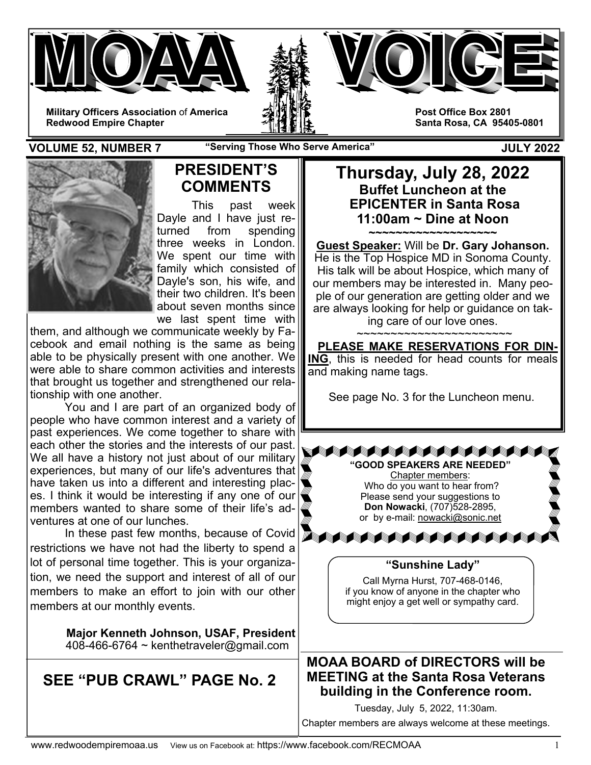# MOAA VOICE

**Military Officers Association** of **America**
**Redwood Empire Chapter**

**Post Office Box 2801**
**Santa Rosa, CA 95405-0801**

**VOLUME 52, NUMBER 7** **"Serving Those Who Serve America"** **JULY 2022**

## PRESIDENT'S COMMENTS

This past week Dayle and I have just returned from spending three weeks in London. We spent our time with family which consisted of Dayle's son, his wife, and their two children. It's been about seven months since we last spent time with them, and although we communicate weekly by Facebook and email nothing is the same as being able to be physically present with one another. We were able to share common activities and interests that brought us together and strengthened our relationship with one another.

You and I are part of an organized body of people who have common interest and a variety of past experiences. We come together to share with each other the stories and the interests of our past. We all have a history not just about of our military experiences, but many of our life's adventures that have taken us into a different and interesting places. I think it would be interesting if any one of our members wanted to share some of their life's adventures at one of our lunches.

In these past few months, because of Covid restrictions we have not had the liberty to spend a lot of personal time together. This is your organization, we need the support and interest of all of our members to make an effort to join with our other members at our monthly events.

**Major Kenneth Johnson, USAF, President**
408-466-6764 ~ kenthetraveler@gmail.com

## SEE "PUB CRAWL" PAGE No. 2

## Thursday, July 28, 2022
### Buffet Luncheon at the EPICENTER in Santa Rosa
### 11:00am ~ Dine at Noon

~~~~~~~~~~~~~~~~~~~~

**Guest Speaker:** Will be **Dr. Gary Johanson.** He is the Top Hospice MD in Sonoma County. His talk will be about Hospice, which many of our members may be interested in. Many people of our generation are getting older and we are always looking for help or guidance on taking care of our love ones.

~~~~~~~~~~~~~~~~~~~~~~~~

**PLEASE MAKE RESERVATIONS FOR DINING**, this is needed for head counts for meals and making name tags.

See page No. 3 for the Luncheon menu.

**"GOOD SPEAKERS ARE NEEDED"**
Chapter members:
Who do you want to hear from?
Please send your suggestions to
**Don Nowacki**, (707)528-2895,
or by e-mail: nowacki@sonic.net

**"Sunshine Lady"**

Call Myrna Hurst, 707-468-0146,
if you know of anyone in the chapter who might enjoy a get well or sympathy card.

## MOAA BOARD of DIRECTORS will be MEETING at the Santa Rosa Veterans building in the Conference room.

Tuesday, July 5, 2022, 11:30am.

Chapter members are always welcome at these meetings.

www.redwoodempiremoaa.us View us on Facebook at: https://www.facebook.com/RECMOAA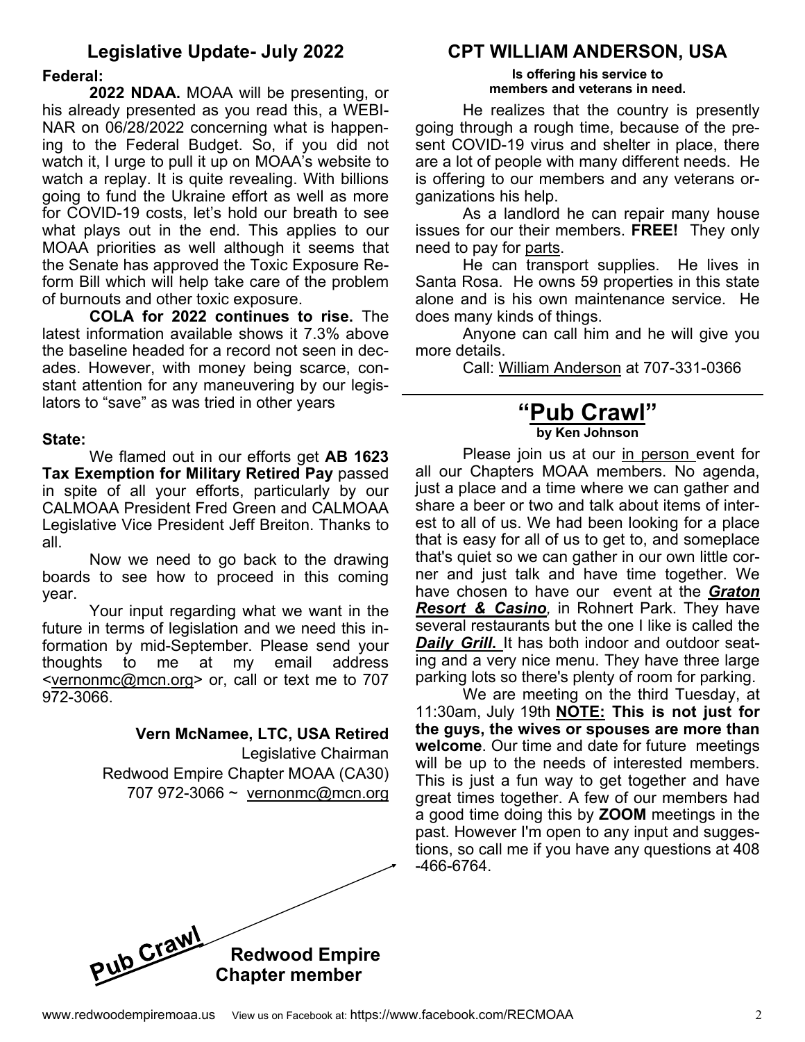## Legislative Update- July 2022

**Federal:**

**2022 NDAA.** MOAA will be presenting, or his already presented as you read this, a WEBINAR on 06/28/2022 concerning what is happening to the Federal Budget. So, if you did not watch it, I urge to pull it up on MOAA's website to watch a replay. It is quite revealing. With billions going to fund the Ukraine effort as well as more for COVID-19 costs, let's hold our breath to see what plays out in the end. This applies to our MOAA priorities as well although it seems that the Senate has approved the Toxic Exposure Reform Bill which will help take care of the problem of burnouts and other toxic exposure.

**COLA for 2022 continues to rise.** The latest information available shows it 7.3% above the baseline headed for a record not seen in decades. However, with money being scarce, constant attention for any maneuvering by our legislators to "save" as was tried in other years

**State:**

We flamed out in our efforts get **AB 1623 Tax Exemption for Military Retired Pay** passed in spite of all your efforts, particularly by our CALMOAA President Fred Green and CALMOAA Legislative Vice President Jeff Breiton. Thanks to all.

Now we need to go back to the drawing boards to see how to proceed in this coming year.

Your input regarding what we want in the future in terms of legislation and we need this information by mid-September. Please send your thoughts to me at my email address <vernonmc@mcn.org> or, call or text me to 707 972-3066.

**Vern McNamee, LTC, USA Retired**
Legislative Chairman
Redwood Empire Chapter MOAA (CA30)
707 972-3066 ~ vernonmc@mcn.org

**Pub Crawl** **Redwood Empire Chapter member**

## CPT WILLIAM ANDERSON, USA

**Is offering his service to members and veterans in need.**

He realizes that the country is presently going through a rough time, because of the present COVID-19 virus and shelter in place, there are a lot of people with many different needs. He is offering to our members and any veterans organizations his help.

As a landlord he can repair many house issues for our their members. **FREE!** They only need to pay for parts.

He can transport supplies. He lives in Santa Rosa. He owns 59 properties in this state alone and is his own maintenance service. He does many kinds of things.

Anyone can call him and he will give you more details.

Call: William Anderson at 707-331-0366

## "Pub Crawl"

**by Ken Johnson**

Please join us at our in person event for all our Chapters MOAA members. No agenda, just a place and a time where we can gather and share a beer or two and talk about items of interest to all of us. We had been looking for a place that is easy for all of us to get to, and someplace that's quiet so we can gather in our own little corner and just talk and have time together. We have chosen to have our event at the ***Graton Resort & Casino***, in Rohnert Park. They have several restaurants but the one I like is called the ***Daily Grill.*** It has both indoor and outdoor seating and a very nice menu. They have three large parking lots so there's plenty of room for parking.

We are meeting on the third Tuesday, at 11:30am, July 19th **NOTE: This is not just for the guys, the wives or spouses are more than welcome**. Our time and date for future meetings will be up to the needs of interested members. This is just a fun way to get together and have great times together. A few of our members had a good time doing this by **ZOOM** meetings in the past. However I'm open to any input and suggestions, so call me if you have any questions at 408-466-6764.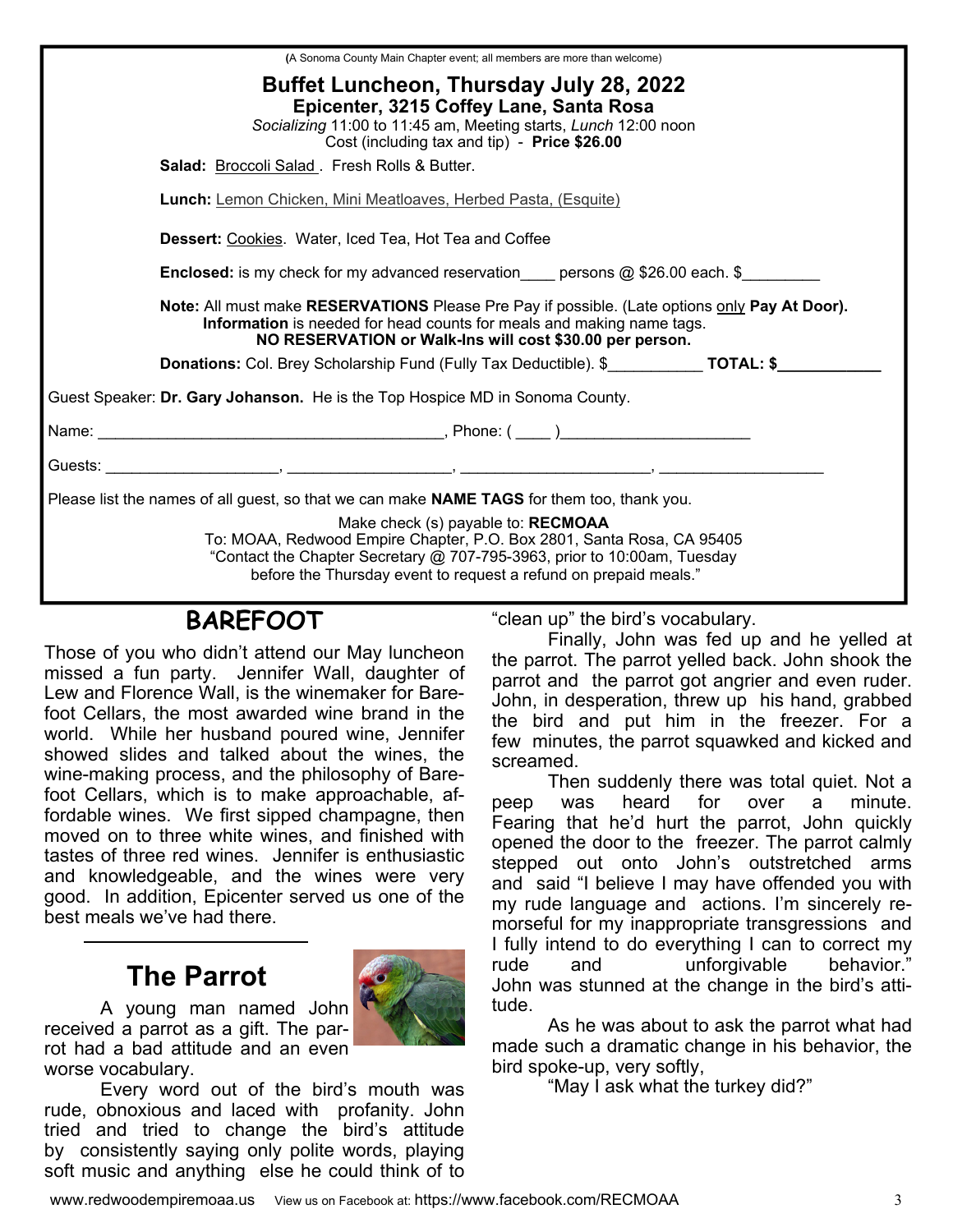(A Sonoma County Main Chapter event; all members are more than welcome)

## Buffet Luncheon, Thursday July 28, 2022

### Epicenter, 3215 Coffey Lane, Santa Rosa

*Socializing* 11:00 to 11:45 am, Meeting starts, *Lunch* 12:00 noon
Cost (including tax and tip) - **Price $26.00**

**Salad:** Broccoli Salad . Fresh Rolls & Butter.

**Lunch:** Lemon Chicken, Mini Meatloaves, Herbed Pasta, (Esquite)

**Dessert:** Cookies. Water, Iced Tea, Hot Tea and Coffee

**Enclosed:** is my check for my advanced reservation____ persons @ $26.00 each. $_________

**Note:** All must make **RESERVATIONS** Please Pre Pay if possible. (Late options only **Pay At Door).**
**Information** is needed for head counts for meals and making name tags.
**NO RESERVATION or Walk-Ins will cost $30.00 per person.**

**Donations:** Col. Brey Scholarship Fund (Fully Tax Deductible). $___________ **TOTAL: $____________**

Guest Speaker: **Dr. Gary Johanson.** He is the Top Hospice MD in Sonoma County.

Name: ________________________________________, Phone: ( ____ )______________________

Guests: ____________________, ___________________, ______________________, ___________________

Please list the names of all guest, so that we can make **NAME TAGS** for them too, thank you.

Make check (s) payable to: **RECMOAA**
To: MOAA, Redwood Empire Chapter, P.O. Box 2801, Santa Rosa, CA 95405
"Contact the Chapter Secretary @ 707-795-3963, prior to 10:00am, Tuesday before the Thursday event to request a refund on prepaid meals."

## BAREFOOT

Those of you who didn't attend our May luncheon missed a fun party. Jennifer Wall, daughter of Lew and Florence Wall, is the winemaker for Barefoot Cellars, the most awarded wine brand in the world. While her husband poured wine, Jennifer showed slides and talked about the wines, the wine-making process, and the philosophy of Barefoot Cellars, which is to make approachable, affordable wines. We first sipped champagne, then moved on to three white wines, and finished with tastes of three red wines. Jennifer is enthusiastic and knowledgeable, and the wines were very good. In addition, Epicenter served us one of the best meals we've had there.

## The Parrot

A young man named John received a parrot as a gift. The parrot had a bad attitude and an even worse vocabulary.

Every word out of the bird's mouth was rude, obnoxious and laced with profanity. John tried and tried to change the bird's attitude by consistently saying only polite words, playing soft music and anything else he could think of to "clean up" the bird's vocabulary.

Finally, John was fed up and he yelled at the parrot. The parrot yelled back. John shook the parrot and the parrot got angrier and even ruder. John, in desperation, threw up his hand, grabbed the bird and put him in the freezer. For a few minutes, the parrot squawked and kicked and screamed.

Then suddenly there was total quiet. Not a peep was heard for over a minute. Fearing that he'd hurt the parrot, John quickly opened the door to the freezer. The parrot calmly stepped out onto John's outstretched arms and said "I believe I may have offended you with my rude language and actions. I'm sincerely remorseful for my inappropriate transgressions and I fully intend to do everything I can to correct my rude and unforgivable behavior." John was stunned at the change in the bird's attitude.

As he was about to ask the parrot what had made such a dramatic change in his behavior, the bird spoke-up, very softly,

"May I ask what the turkey did?"

www.redwoodempiremoaa.us View us on Facebook at: https://www.facebook.com/RECMOAA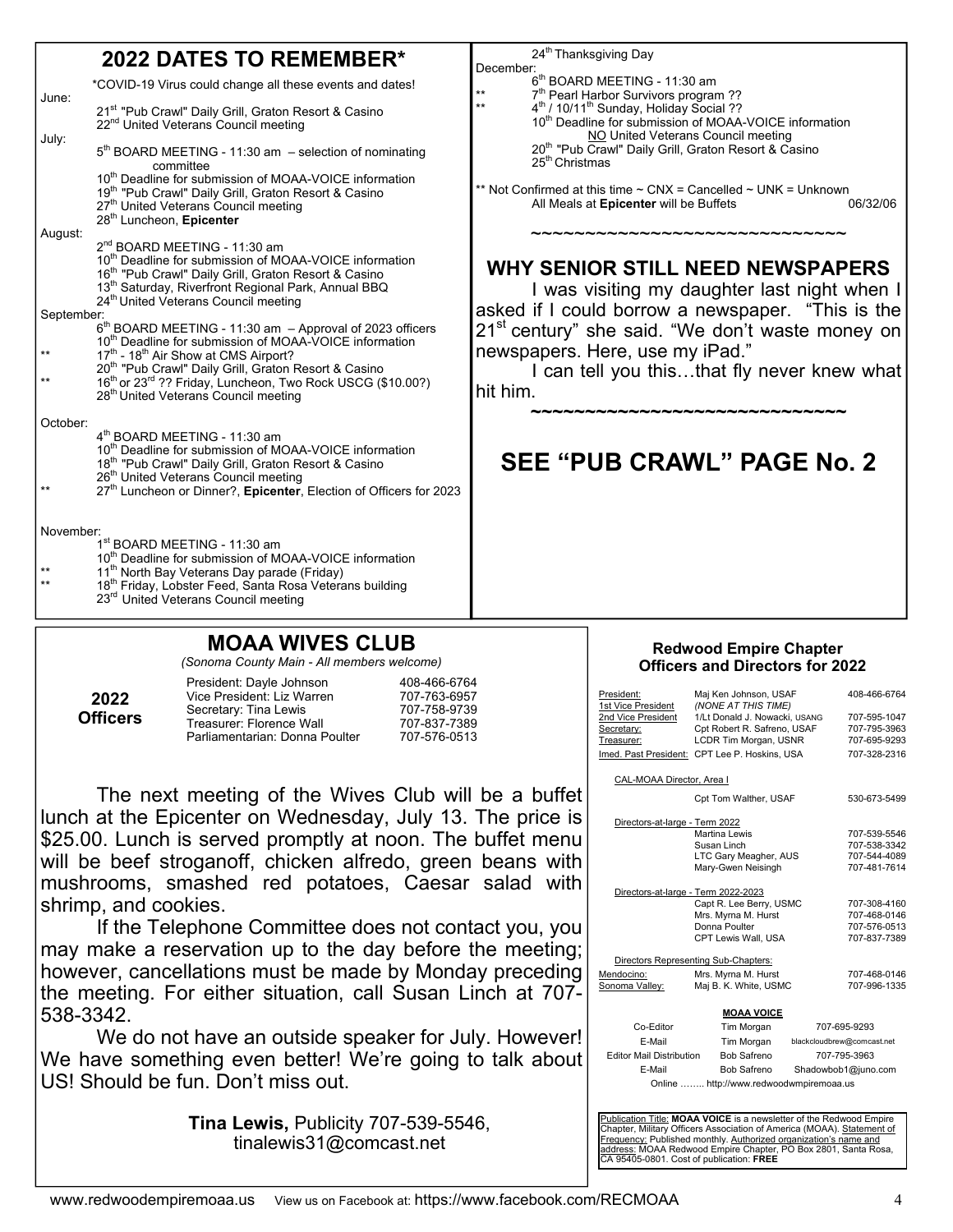## 2022 DATES TO REMEMBER*

*COVID-19 Virus could change all these events and dates!

June:

- 21st "Pub Crawl" Daily Grill, Graton Resort & Casino
- 22nd United Veterans Council meeting

July:

- 5th BOARD MEETING - 11:30 am – selection of nominating committee
- 10th Deadline for submission of MOAA-VOICE information
- 19th "Pub Crawl" Daily Grill, Graton Resort & Casino
- 27th United Veterans Council meeting
- 28th Luncheon, **Epicenter**

August:

- 2nd BOARD MEETING - 11:30 am
- 10th Deadline for submission of MOAA-VOICE information
- 16th "Pub Crawl" Daily Grill, Graton Resort & Casino
- 13th Saturday, Riverfront Regional Park, Annual BBQ
- 24th United Veterans Council meeting

September:

- 6th BOARD MEETING - 11:30 am – Approval of 2023 officers
- 10th Deadline for submission of MOAA-VOICE information
- ** 17th - 18th Air Show at CMS Airport?
- 20th "Pub Crawl" Daily Grill, Graton Resort & Casino
- ** 16th or 23rd ?? Friday, Luncheon, Two Rock USCG ($10.00?)
- 28th United Veterans Council meeting

October:

- 4th BOARD MEETING - 11:30 am
- 10th Deadline for submission of MOAA-VOICE information
- 18th "Pub Crawl" Daily Grill, Graton Resort & Casino
- 26th United Veterans Council meeting
- ** 27th Luncheon or Dinner?, **Epicenter**, Election of Officers for 2023

November:

- 1st BOARD MEETING - 11:30 am
- 10th Deadline for submission of MOAA-VOICE information
- ** 11th North Bay Veterans Day parade (Friday)
- ** 18th Friday, Lobster Feed, Santa Rosa Veterans building
- 23rd United Veterans Council meeting
- 24th Thanksgiving Day

December:

- 6th BOARD MEETING - 11:30 am
- ** 7th Pearl Harbor Survivors program ??
- ** 4th / 10/11th Sunday, Holiday Social ??
- 10th Deadline for submission of MOAA-VOICE information
  - NO United Veterans Council meeting
- 20th "Pub Crawl" Daily Grill, Graton Resort & Casino
- 25th Christmas

** Not Confirmed at this time ~ CNX = Cancelled ~ UNK = Unknown
All Meals at **Epicenter** will be Buffets 06/32/06

~~~~~~~~~~~~~~~~~~~~~~~~~~~~~~

## WHY SENIOR STILL NEED NEWSPAPERS

I was visiting my daughter last night when I asked if I could borrow a newspaper. "This is the 21st century" she said. "We don't waste money on newspapers. Here, use my iPad."

I can tell you this…that fly never knew what hit him.

~~~~~~~~~~~~~~~~~~~~~~~~~~~~~~

## SEE "PUB CRAWL" PAGE No. 2

## MOAA WIVES CLUB

*(Sonoma County Main - All members welcome)*

**2022 Officers**

| | |
|---|---|
| President: Dayle Johnson | 408-466-6764 |
| Vice President: Liz Warren | 707-763-6957 |
| Secretary: Tina Lewis | 707-758-9739 |
| Treasurer: Florence Wall | 707-837-7389 |
| Parliamentarian: Donna Poulter | 707-576-0513 |

The next meeting of the Wives Club will be a buffet lunch at the Epicenter on Wednesday, July 13. The price is $25.00. Lunch is served promptly at noon. The buffet menu will be beef stroganoff, chicken alfredo, green beans with mushrooms, smashed red potatoes, Caesar salad with shrimp, and cookies.

If the Telephone Committee does not contact you, you may make a reservation up to the day before the meeting; however, cancellations must be made by Monday preceding the meeting. For either situation, call Susan Linch at 707-538-3342.

We do not have an outside speaker for July. However! We have something even better! We're going to talk about US! Should be fun. Don't miss out.

**Tina Lewis,** Publicity 707-539-5546, tinalewis31@comcast.net

### Redwood Empire Chapter Officers and Directors for 2022

| | | |
|---|---|---|
| President: | Maj Ken Johnson, USAF | 408-466-6764 |
| 1st Vice President | *(NONE AT THIS TIME)* | |
| 2nd Vice President | 1/Lt Donald J. Nowacki, USANG | 707-595-1047 |
| Secretary: | Cpt Robert R. Safreno, USAF | 707-795-3963 |
| Treasurer: | LCDR Tim Morgan, USNR | 707-695-9293 |
| Imed. Past President: | CPT Lee P. Hoskins, USA | 707-328-2316 |
| CAL-MOAA Director, Area I | | |
| | Cpt Tom Walther, USAF | 530-673-5499 |
| Directors-at-large - Term 2022 | | |
| | Martina Lewis | 707-539-5546 |
| | Susan Linch | 707-538-3342 |
| | LTC Gary Meagher, AUS | 707-544-4089 |
| | Mary-Gwen Neisingh | 707-481-7614 |
| Directors-at-large - Term 2022-2023 | | |
| | Capt R. Lee Berry, USMC | 707-308-4160 |
| | Mrs. Myrna M. Hurst | 707-468-0146 |
| | Donna Poulter | 707-576-0513 |
| | CPT Lewis Wall, USA | 707-837-7389 |
| Directors Representing Sub-Chapters: | | |
| Mendocino: | Mrs. Myrna M. Hurst | 707-468-0146 |
| Sonoma Valley: | Maj B. K. White, USMC | 707-996-1335 |

**MOAA VOICE**

| | | |
|---|---|---|
| Co-Editor | Tim Morgan | 707-695-9293 |
| E-Mail | Tim Morgan | blackcloudbrew@comcast.net |
| Editor Mail Distribution | Bob Safreno | 707-795-3963 |
| E-Mail | Bob Safreno | Shadowbob1@juno.com |

Online …….. http://www.redwoodwmpiremoaa.us

Publication Title: **MOAA VOICE** is a newsletter of the Redwood Empire Chapter, Military Officers Association of America (MOAA). Statement of Frequency: Published monthly. Authorized organization's name and address: MOAA Redwood Empire Chapter, PO Box 2801, Santa Rosa, CA 95405-0801. Cost of publication: **FREE**

www.redwoodempiremoaa.us View us on Facebook at: https://www.facebook.com/RECMOAA